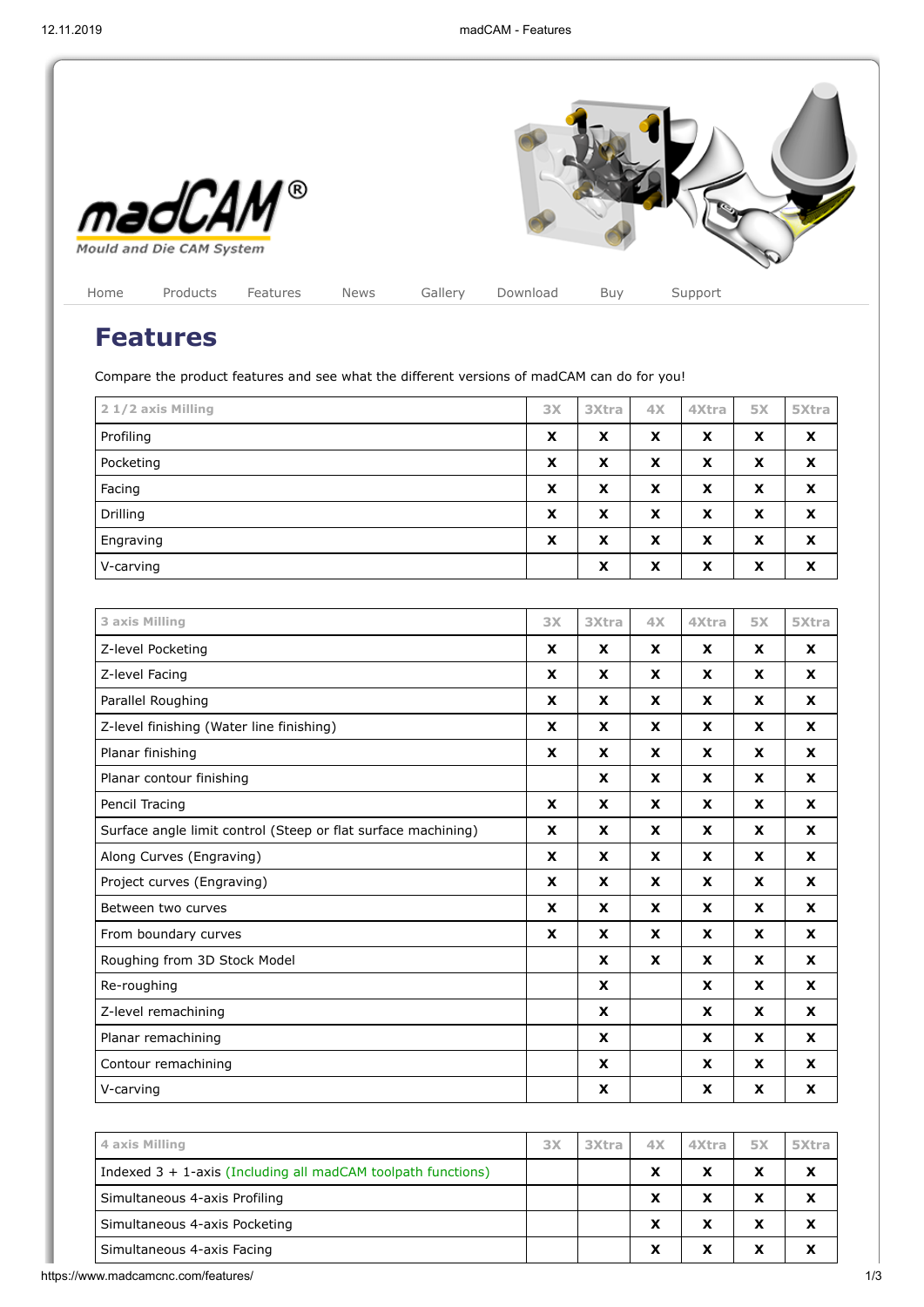madCAM®

Mould and Die CAM System

Home | Products | Features | News | Gallery | Download | Buy | Support

# Features

Compare the product features and see what the different versions of madCAM can do for you!

| 2 1/2 axis Milling | 3X | 3Xtra | 4X | 4Xtra | 5X | 5Xtra |
|---|---|---|---|---|---|---|
| Profiling | X | X | X | X | X | X |
| Pocketing | X | X | X | X | X | X |
| Facing | X | X | X | X | X | X |
| Drilling | X | X | X | X | X | X |
| Engraving | X | X | X | X | X | X |
| V-carving | | X | X | X | X | X |

| 3 axis Milling | 3X | 3Xtra | 4X | 4Xtra | 5X | 5Xtra |
|---|---|---|---|---|---|---|
| Z-level Pocketing | X | X | X | X | X | X |
| Z-level Facing | X | X | X | X | X | X |
| Parallel Roughing | X | X | X | X | X | X |
| Z-level finishing (Water line finishing) | X | X | X | X | X | X |
| Planar finishing | X | X | X | X | X | X |
| Planar contour finishing | | X | X | X | X | X |
| Pencil Tracing | X | X | X | X | X | X |
| Surface angle limit control (Steep or flat surface machining) | X | X | X | X | X | X |
| Along Curves (Engraving) | X | X | X | X | X | X |
| Project curves (Engraving) | X | X | X | X | X | X |
| Between two curves | X | X | X | X | X | X |
| From boundary curves | X | X | X | X | X | X |
| Roughing from 3D Stock Model | | X | X | X | X | X |
| Re-roughing | | X | | X | X | X |
| Z-level remachining | | X | | X | X | X |
| Planar remachining | | X | | X | X | X |
| Contour remachining | | X | | X | X | X |
| V-carving | | X | | X | X | X |

| 4 axis Milling | 3X | 3Xtra | 4X | 4Xtra | 5X | 5Xtra |
|---|---|---|---|---|---|---|
| Indexed 3 + 1-axis (Including all madCAM toolpath functions) | | | X | X | X | X |
| Simultaneous 4-axis Profiling | | | X | X | X | X |
| Simultaneous 4-axis Pocketing | | | X | X | X | X |
| Simultaneous 4-axis Facing | | | X | X | X | X |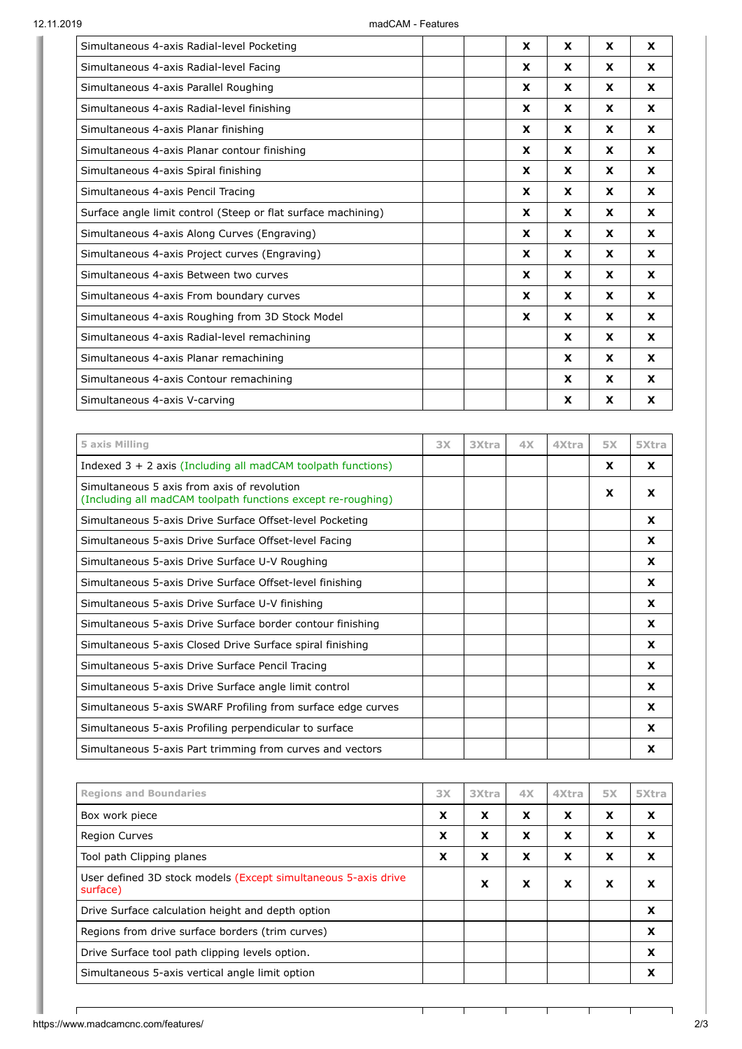| | 3X | 3Xtra | 4X | 4Xtra | 5X | 5Xtra |
|---|---|---|---|---|---|---|
| Simultaneous 4-axis Radial-level Pocketing | | | X | X | X | X |
| Simultaneous 4-axis Radial-level Facing | | | X | X | X | X |
| Simultaneous 4-axis Parallel Roughing | | | X | X | X | X |
| Simultaneous 4-axis Radial-level finishing | | | X | X | X | X |
| Simultaneous 4-axis Planar finishing | | | X | X | X | X |
| Simultaneous 4-axis Planar contour finishing | | | X | X | X | X |
| Simultaneous 4-axis Spiral finishing | | | X | X | X | X |
| Simultaneous 4-axis Pencil Tracing | | | X | X | X | X |
| Surface angle limit control (Steep or flat surface machining) | | | X | X | X | X |
| Simultaneous 4-axis Along Curves (Engraving) | | | X | X | X | X |
| Simultaneous 4-axis Project curves (Engraving) | | | X | X | X | X |
| Simultaneous 4-axis Between two curves | | | X | X | X | X |
| Simultaneous 4-axis From boundary curves | | | X | X | X | X |
| Simultaneous 4-axis Roughing from 3D Stock Model | | | X | X | X | X |
| Simultaneous 4-axis Radial-level remachining | | | | X | X | X |
| Simultaneous 4-axis Planar remachining | | | | X | X | X |
| Simultaneous 4-axis Contour remachining | | | | X | X | X |
| Simultaneous 4-axis V-carving | | | | X | X | X |

| 5 axis Milling | 3X | 3Xtra | 4X | 4Xtra | 5X | 5Xtra |
|---|---|---|---|---|---|---|
| Indexed 3 + 2 axis (Including all madCAM toolpath functions) | | | | | X | X |
| Simultaneous 5 axis from axis of revolution (Including all madCAM toolpath functions except re-roughing) | | | | | X | X |
| Simultaneous 5-axis Drive Surface Offset-level Pocketing | | | | | | X |
| Simultaneous 5-axis Drive Surface Offset-level Facing | | | | | | X |
| Simultaneous 5-axis Drive Surface U-V Roughing | | | | | | X |
| Simultaneous 5-axis Drive Surface Offset-level finishing | | | | | | X |
| Simultaneous 5-axis Drive Surface U-V finishing | | | | | | X |
| Simultaneous 5-axis Drive Surface border contour finishing | | | | | | X |
| Simultaneous 5-axis Closed Drive Surface spiral finishing | | | | | | X |
| Simultaneous 5-axis Drive Surface Pencil Tracing | | | | | | X |
| Simultaneous 5-axis Drive Surface angle limit control | | | | | | X |
| Simultaneous 5-axis SWARF Profiling from surface edge curves | | | | | | X |
| Simultaneous 5-axis Profiling perpendicular to surface | | | | | | X |
| Simultaneous 5-axis Part trimming from curves and vectors | | | | | | X |

| Regions and Boundaries | 3X | 3Xtra | 4X | 4Xtra | 5X | 5Xtra |
|---|---|---|---|---|---|---|
| Box work piece | X | X | X | X | X | X |
| Region Curves | X | X | X | X | X | X |
| Tool path Clipping planes | X | X | X | X | X | X |
| User defined 3D stock models (Except simultaneous 5-axis drive surface) | | X | X | X | X | X |
| Drive Surface calculation height and depth option | | | | | | X |
| Regions from drive surface borders (trim curves) | | | | | | X |
| Drive Surface tool path clipping levels option. | | | | | | X |
| Simultaneous 5-axis vertical angle limit option | | | | | | X |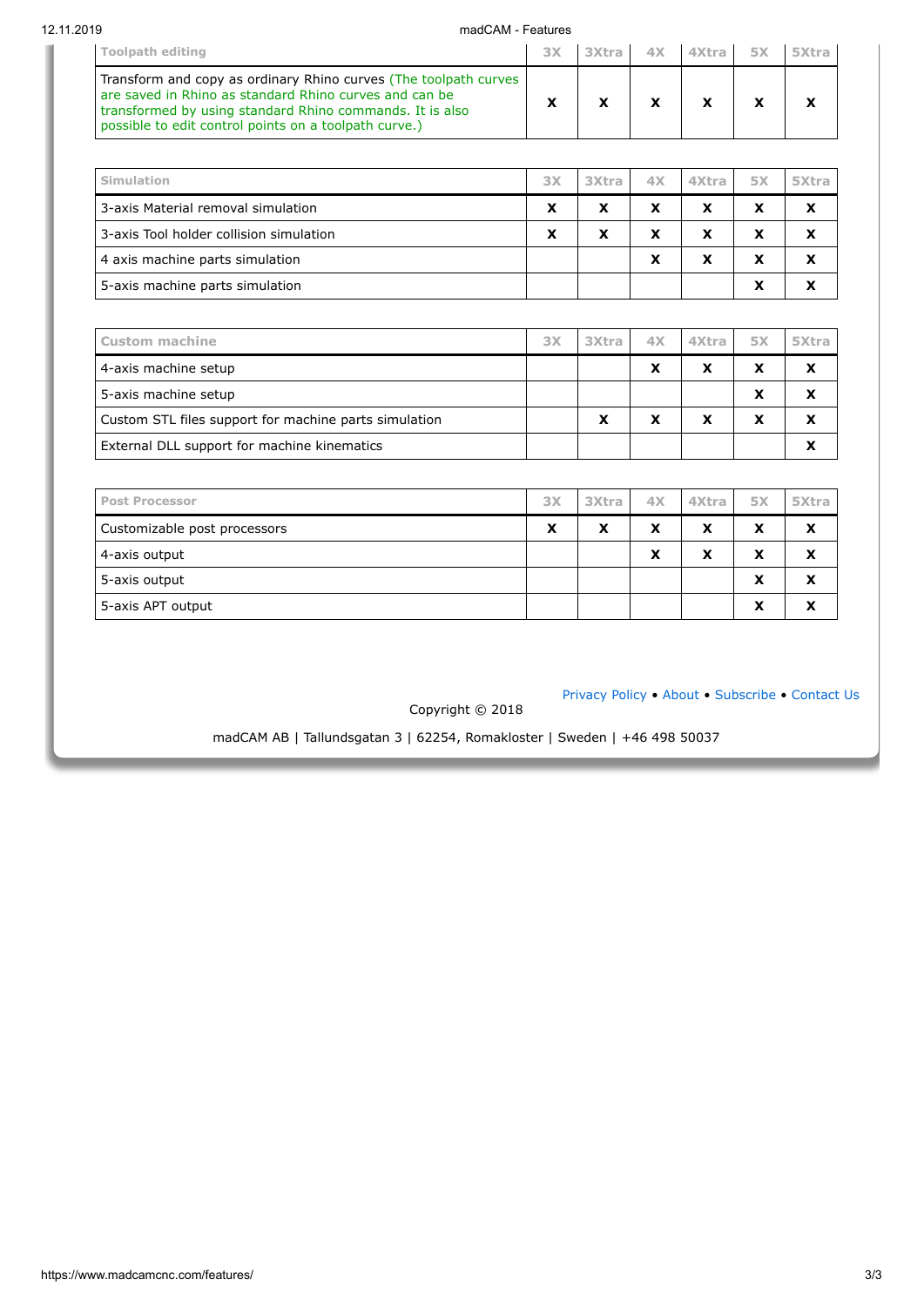| Toolpath editing | 3X | 3Xtra | 4X | 4Xtra | 5X | 5Xtra |
|---|---|---|---|---|---|---|
| Transform and copy as ordinary Rhino curves (The toolpath curves are saved in Rhino as standard Rhino curves and can be transformed by using standard Rhino commands. It is also possible to edit control points on a toolpath curve.) | X | X | X | X | X | X |

| Simulation | 3X | 3Xtra | 4X | 4Xtra | 5X | 5Xtra |
|---|---|---|---|---|---|---|
| 3-axis Material removal simulation | X | X | X | X | X | X |
| 3-axis Tool holder collision simulation | X | X | X | X | X | X |
| 4 axis machine parts simulation | | | X | X | X | X |
| 5-axis machine parts simulation | | | | | X | X |

| Custom machine | 3X | 3Xtra | 4X | 4Xtra | 5X | 5Xtra |
|---|---|---|---|---|---|---|
| 4-axis machine setup | | | X | X | X | X |
| 5-axis machine setup | | | | | X | X |
| Custom STL files support for machine parts simulation | | X | X | X | X | X |
| External DLL support for machine kinematics | | | | | | X |

| Post Processor | 3X | 3Xtra | 4X | 4Xtra | 5X | 5Xtra |
|---|---|---|---|---|---|---|
| Customizable post processors | X | X | X | X | X | X |
| 4-axis output | | | X | X | X | X |
| 5-axis output | | | | | X | X |
| 5-axis APT output | | | | | X | X |

Privacy Policy • About • Subscribe • Contact Us

Copyright © 2018

madCAM AB | Tallundsgatan 3 | 62254, Romakloster | Sweden | +46 498 50037